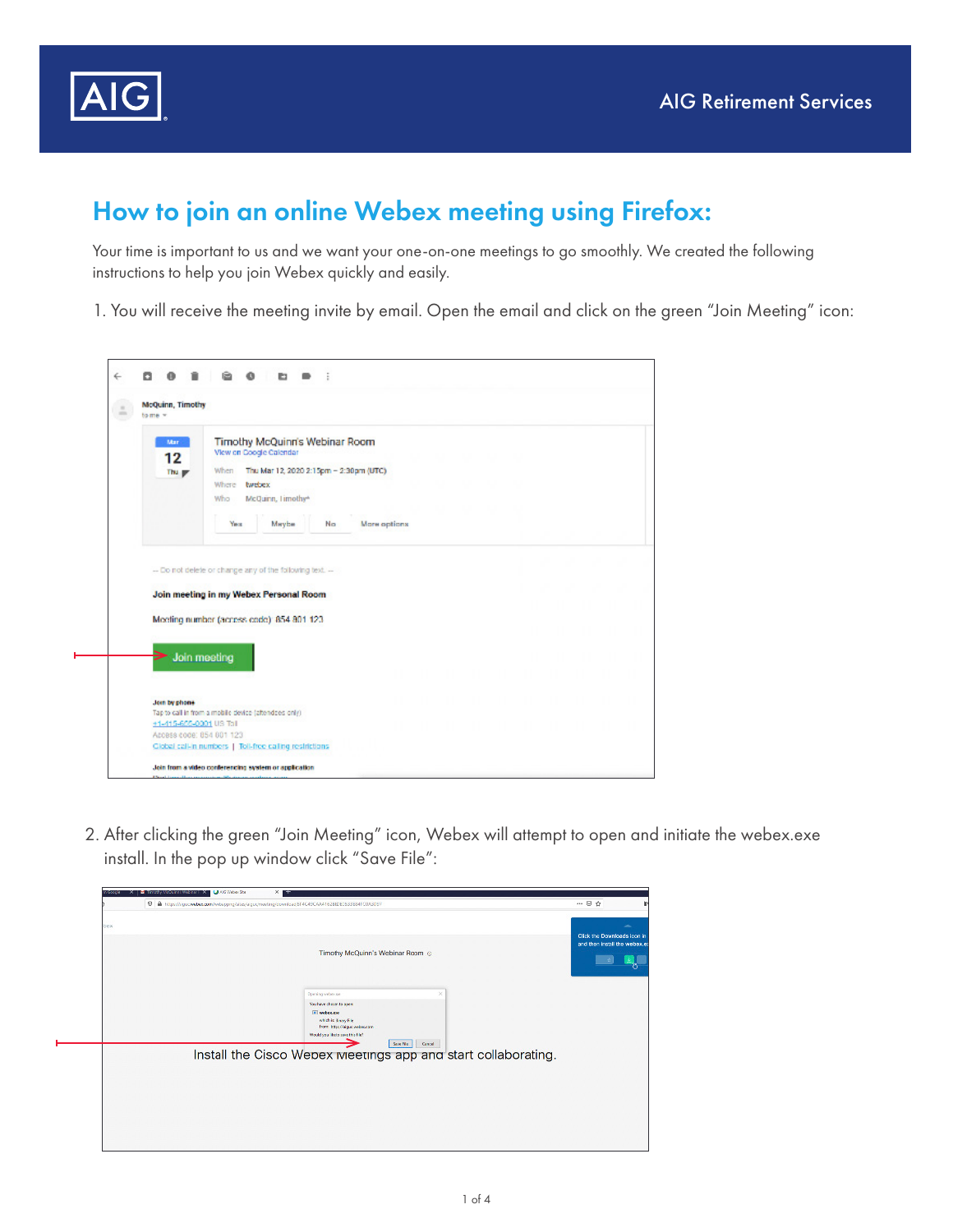AIG

AIG Retirement Services

# How to join an online Webex meeting using Firefox:

Your time is important to us and we want your one-on-one meetings to go smoothly. We created the following instructions to help you join Webex quickly and easily.

1. You will receive the meeting invite by email. Open the email and click on the green “Join Meeting” icon:

2. After clicking the green “Join Meeting” icon, Webex will attempt to open and initiate the webex.exe install. In the pop up window click “Save File”: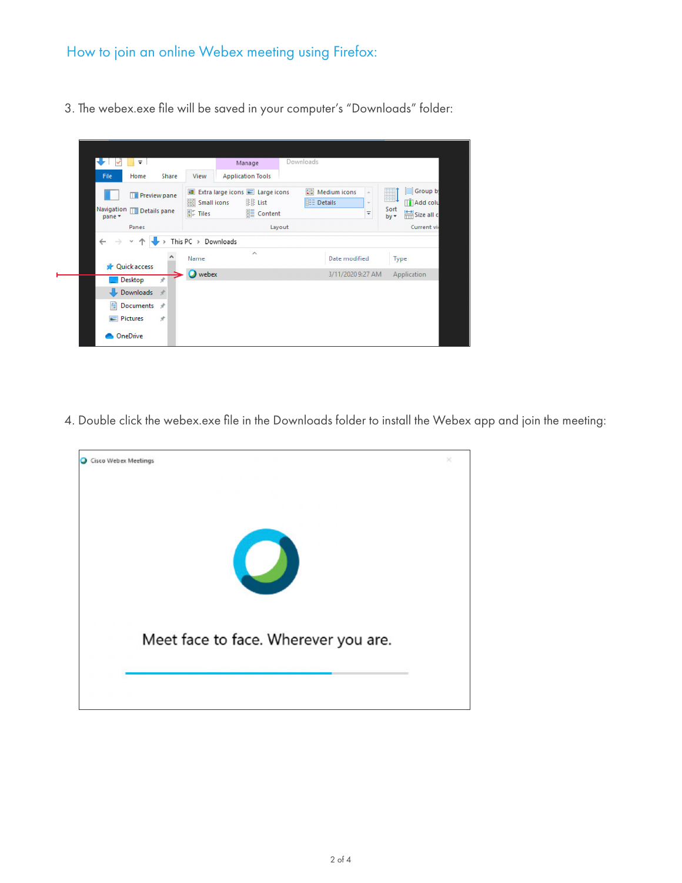## How to join an online Webex meeting using Firefox:

3. The webex.exe file will be saved in your computer's "Downloads" folder:

4. Double click the webex.exe file in the Downloads folder to install the Webex app and join the meeting: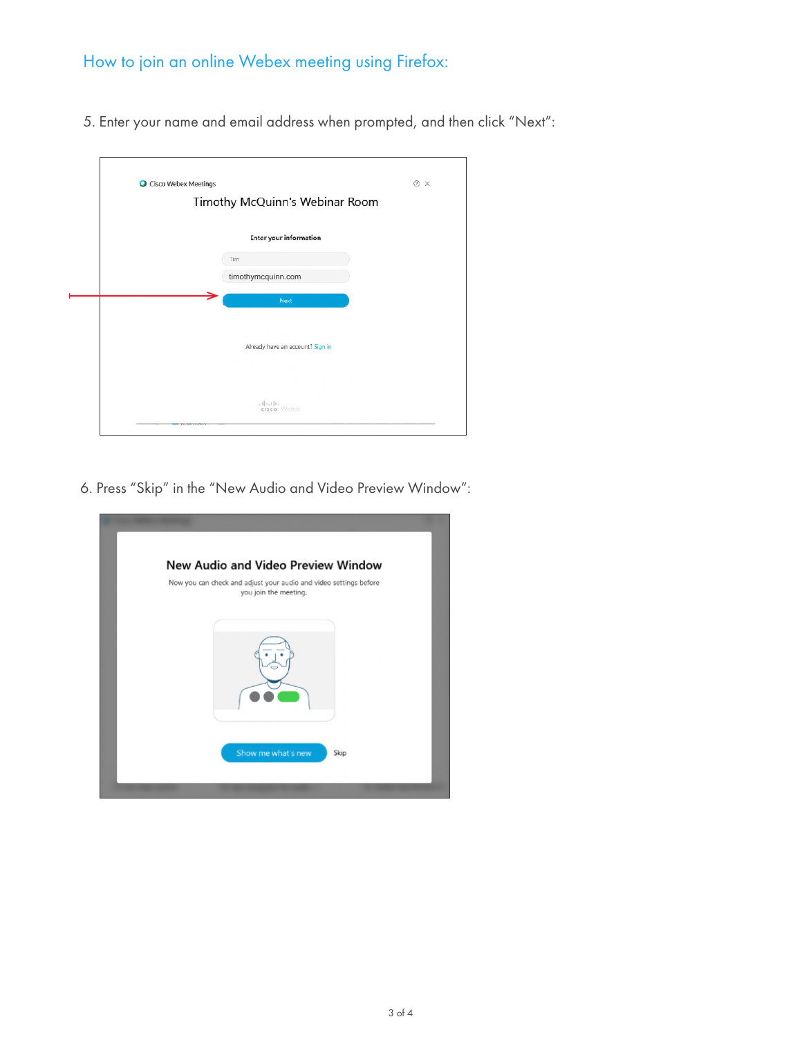## How to join an online Webex meeting using Firefox:

5. Enter your name and email address when prompted, and then click “Next”:

6. Press “Skip” in the “New Audio and Video Preview Window”: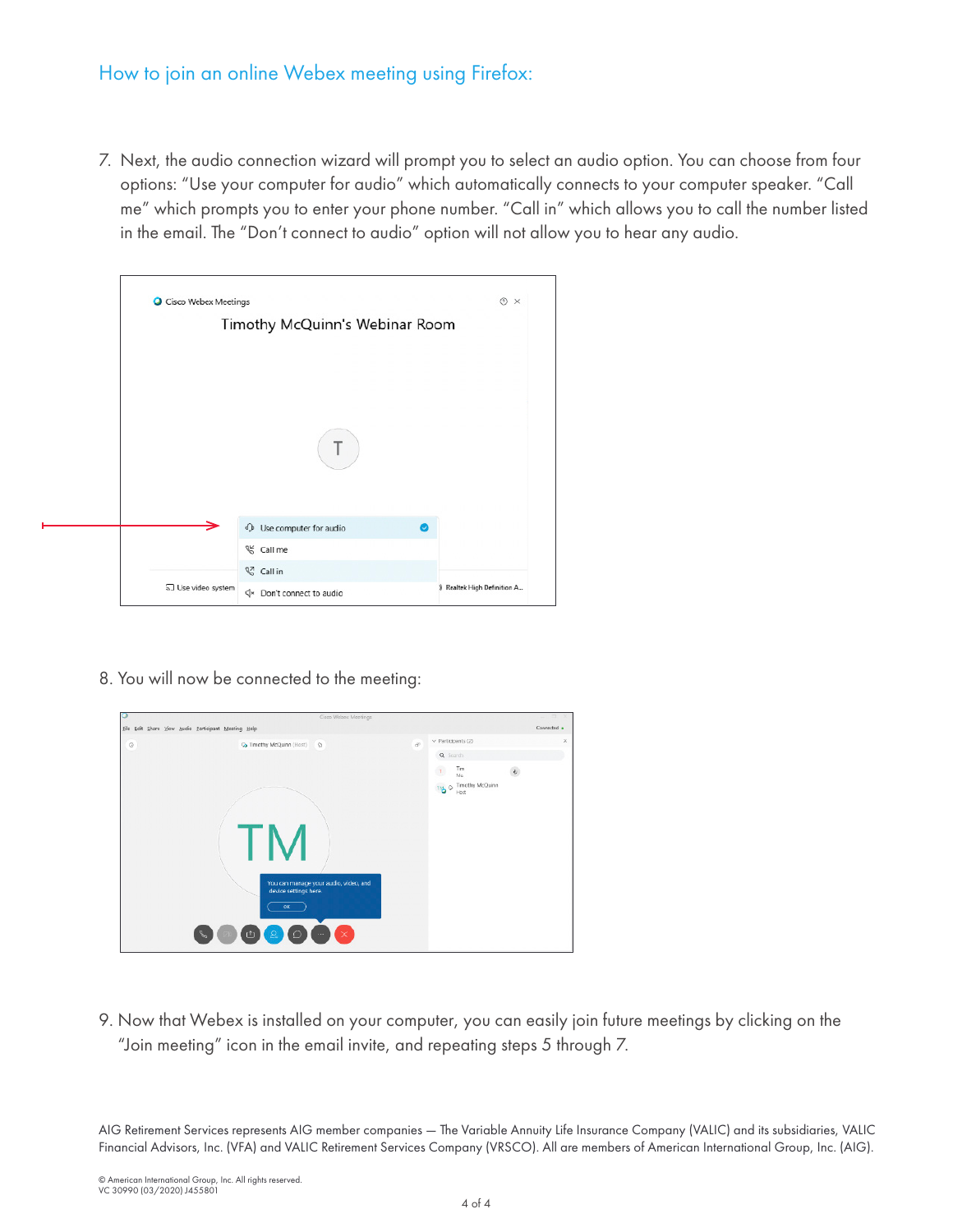## How to join an online Webex meeting using Firefox:

7. Next, the audio connection wizard will prompt you to select an audio option. You can choose from four options: "Use your computer for audio" which automatically connects to your computer speaker. "Call me" which prompts you to enter your phone number. "Call in" which allows you to call the number listed in the email. The "Don't connect to audio" option will not allow you to hear any audio.

8. You will now be connected to the meeting:

9. Now that Webex is installed on your computer, you can easily join future meetings by clicking on the "Join meeting" icon in the email invite, and repeating steps 5 through 7.

AIG Retirement Services represents AIG member companies — The Variable Annuity Life Insurance Company (VALIC) and its subsidiaries, VALIC Financial Advisors, Inc. (VFA) and VALIC Retirement Services Company (VRSCO). All are members of American International Group, Inc. (AIG).

© American International Group, Inc. All rights reserved.
VC 30990 (03/2020) J455801